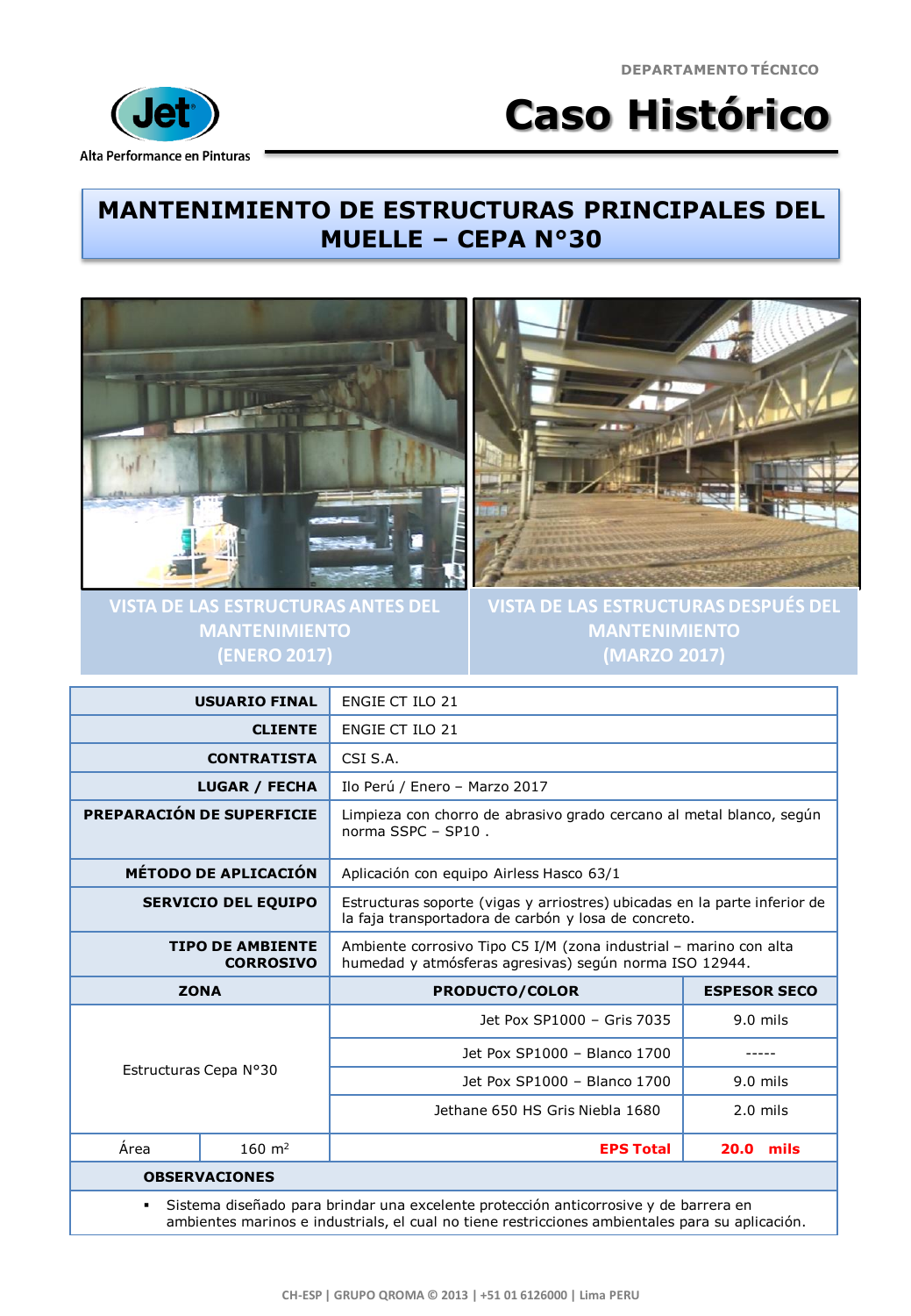DEPARTAMENTO TÉCNICO

Jet — Alta Performance en Pinturas

# Caso Histórico

## MANTENIMIENTO DE ESTRUCTURAS PRINCIPALES DEL MUELLE – CEPA N°30

VISTA DE LAS ESTRUCTURAS ANTES DEL MANTENIMIENTO (ENERO 2017)

VISTA DE LAS ESTRUCTURAS DESPUÉS DEL MANTENIMIENTO (MARZO 2017)

| | | | |
|---|---|---|---|
| **USUARIO FINAL** | | ENGIE CT ILO 21 | |
| **CLIENTE** | | ENGIE CT ILO 21 | |
| **CONTRATISTA** | | CSI S.A. | |
| **LUGAR / FECHA** | | Ilo Perú / Enero – Marzo 2017 | |
| **PREPARACIÓN DE SUPERFICIE** | | Limpieza con chorro de abrasivo grado cercano al metal blanco, según norma SSPC – SP10 . | |
| **MÉTODO DE APLICACIÓN** | | Aplicación con equipo Airless Hasco 63/1 | |
| **SERVICIO DEL EQUIPO** | | Estructuras soporte (vigas y arriostres) ubicadas en la parte inferior de la faja transportadora de carbón y losa de concreto. | |
| **TIPO DE AMBIENTE CORROSIVO** | | Ambiente corrosivo Tipo C5 I/M (zona industrial – marino con alta humedad y atmósferas agresivas) según norma ISO 12944. | |
| **ZONA** | | **PRODUCTO/COLOR** | **ESPESOR SECO** |
| Estructuras Cepa N°30 | | Jet Pox SP1000 – Gris 7035 | 9.0 mils |
| | | Jet Pox SP1000 – Blanco 1700 | ----- |
| | | Jet Pox SP1000 – Blanco 1700 | 9.0 mils |
| | | Jethane 650 HS Gris Niebla 1680 | 2.0 mils |
| Área | 160 m$^2$ | **EPS Total** | **20.0 mils** |

**OBSERVACIONES**

- Sistema diseñado para brindar una excelente protección anticorrosive y de barrera en ambientes marinos e industriales, el cual no tiene restricciones ambientales para su aplicación.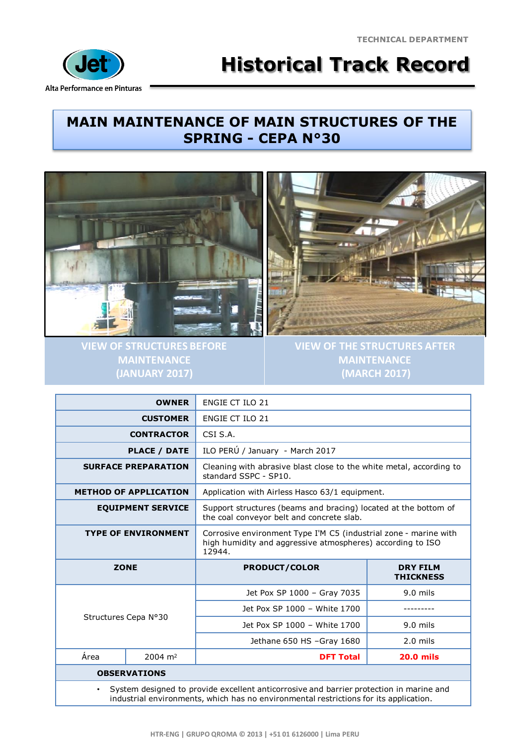TECHNICAL DEPARTMENT

Jet
Alta Performance en Pinturas

# Historical Track Record

## MAIN MAINTENANCE OF MAIN STRUCTURES OF THE SPRING - CEPA N°30

VIEW OF STRUCTURES BEFORE MAINTENANCE (JANUARY 2017)

VIEW OF THE STRUCTURES AFTER MAINTENANCE (MARCH 2017)

| | | | |
|---|---|---|---|
| **OWNER** | | ENGIE CT ILO 21 | |
| **CUSTOMER** | | ENGIE CT ILO 21 | |
| **CONTRACTOR** | | CSI S.A. | |
| **PLACE / DATE** | | ILO PERÚ / January - March 2017 | |
| **SURFACE PREPARATION** | | Cleaning with abrasive blast close to the white metal, according to standard SSPC - SP10. | |
| **METHOD OF APPLICATION** | | Application with Airless Hasco 63/1 equipment. | |
| **EQUIPMENT SERVICE** | | Support structures (beams and bracing) located at the bottom of the coal conveyor belt and concrete slab. | |
| **TYPE OF ENVIRONMENT** | | Corrosive environment Type I'M C5 (industrial zone - marine with high humidity and aggressive atmospheres) according to ISO 12944. | |
| **ZONE** | | **PRODUCT/COLOR** | **DRY FILM THICKNESS** |
| Structures Cepa N°30 | | Jet Pox SP 1000 – Gray 7035 | 9.0 mils |
| | | Jet Pox SP 1000 – White 1700 | --------- |
| | | Jet Pox SP 1000 – White 1700 | 9.0 mils |
| | | Jethane 650 HS –Gray 1680 | 2.0 mils |
| Área | 2004 m² | **DFT Total** | **20.0 mils** |

**OBSERVATIONS**

- System designed to provide excellent anticorrosive and barrier protection in marine and industrial environments, which has no environmental restrictions for its application.

HTR-ENG | GRUPO QROMA © 2013 | +51 01 6126000 | Lima PERU